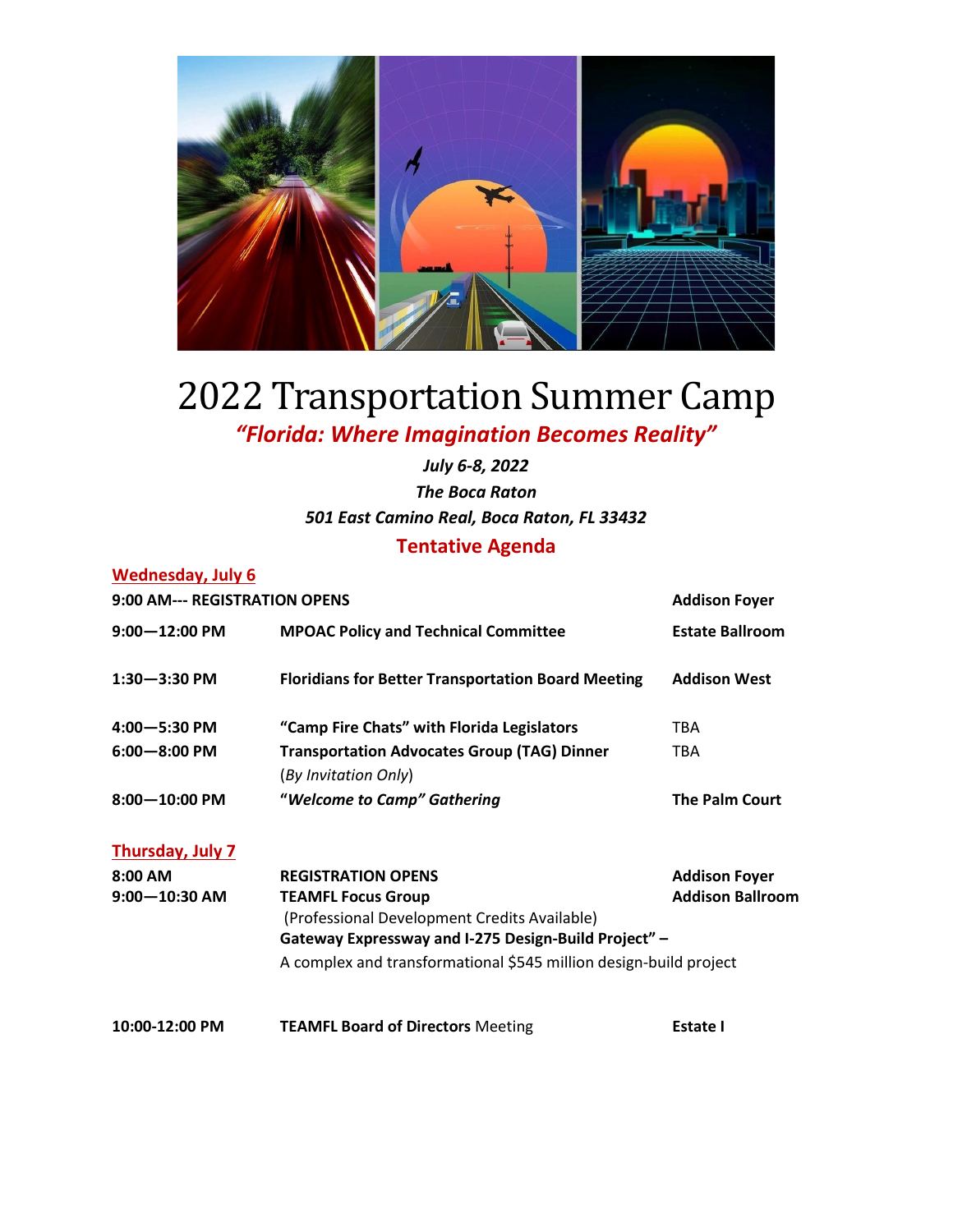# 2022 Transportation Summer Camp

***"Florida: Where Imagination Becomes Reality"***

***July 6-8, 2022***

***The Boca Raton***

***501 East Camino Real, Boca Raton, FL 33432***

## Tentative Agenda

### Wednesday, July 6

| | | |
|---|---|---|
| **9:00 AM--- REGISTRATION OPENS** | | **Addison Foyer** |
| **9:00—12:00 PM** | **MPOAC Policy and Technical Committee** | **Estate Ballroom** |
| **1:30—3:30 PM** | **Floridians for Better Transportation Board Meeting** | **Addison West** |
| **4:00—5:30 PM** | **"Camp Fire Chats" with Florida Legislators** | TBA |
| **6:00—8:00 PM** | **Transportation Advocates Group (TAG) Dinner** (*By Invitation Only*) | TBA |
| **8:00—10:00 PM** | ***"Welcome to Camp" Gathering*** | **The Palm Court** |

### Thursday, July 7

| | | |
|---|---|---|
| **8:00 AM** | **REGISTRATION OPENS** | **Addison Foyer** |
| **9:00—10:30 AM** | **TEAMFL Focus Group** (Professional Development Credits Available) **Gateway Expressway and I-275 Design-Build Project" –** A complex and transformational $545 million design-build project | **Addison Ballroom** |
| **10:00-12:00 PM** | **TEAMFL Board of Directors** Meeting | **Estate I** |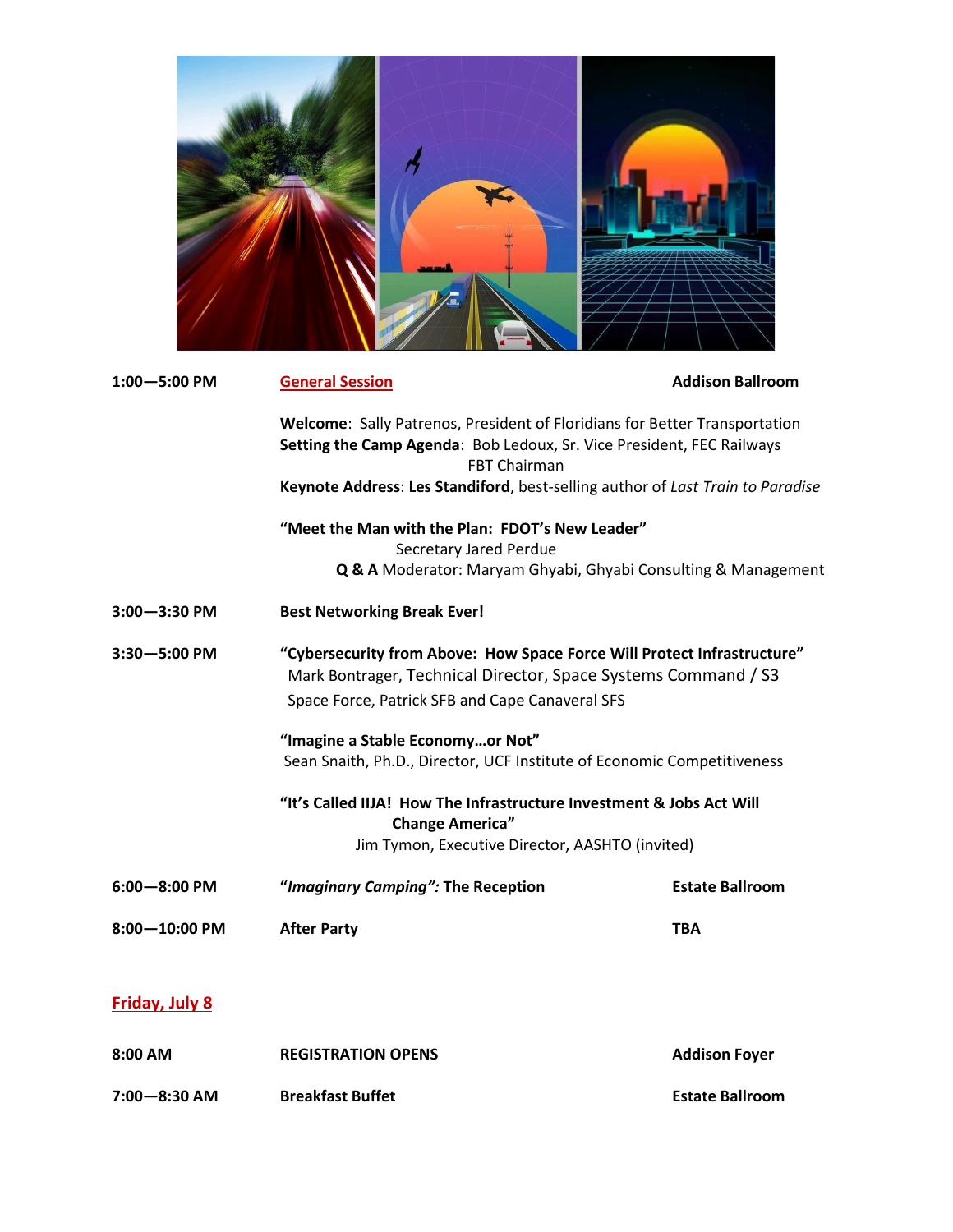| | | |
|---|---|---|
| **1:00—5:00 PM** | **General Session** | **Addison Ballroom** |
| | **Welcome**: Sally Patrenos, President of Floridians for Better Transportation<br>**Setting the Camp Agenda**: Bob Ledoux, Sr. Vice President, FEC Railways FBT Chairman<br>**Keynote Address**: **Les Standiford**, best-selling author of *Last Train to Paradise* | |
| | **"Meet the Man with the Plan: FDOT's New Leader"**<br>Secretary Jared Perdue<br>**Q & A** Moderator: Maryam Ghyabi, Ghyabi Consulting & Management | |
| **3:00—3:30 PM** | **Best Networking Break Ever!** | |
| **3:30—5:00 PM** | **"Cybersecurity from Above: How Space Force Will Protect Infrastructure"**<br>Mark Bontrager, Technical Director, Space Systems Command / S3<br>Space Force, Patrick SFB and Cape Canaveral SFS | |
| | **"Imagine a Stable Economy…or Not"**<br>Sean Snaith, Ph.D., Director, UCF Institute of Economic Competitiveness | |
| | **"It's Called IIJA! How The Infrastructure Investment & Jobs Act Will Change America"**<br>Jim Tymon, Executive Director, AASHTO (invited) | |
| **6:00—8:00 PM** | **"*Imaginary Camping*": The Reception** | **Estate Ballroom** |
| **8:00—10:00 PM** | **After Party** | **TBA** |

## Friday, July 8

| | | |
|---|---|---|
| **8:00 AM** | **REGISTRATION OPENS** | **Addison Foyer** |
| **7:00—8:30 AM** | **Breakfast Buffet** | **Estate Ballroom** |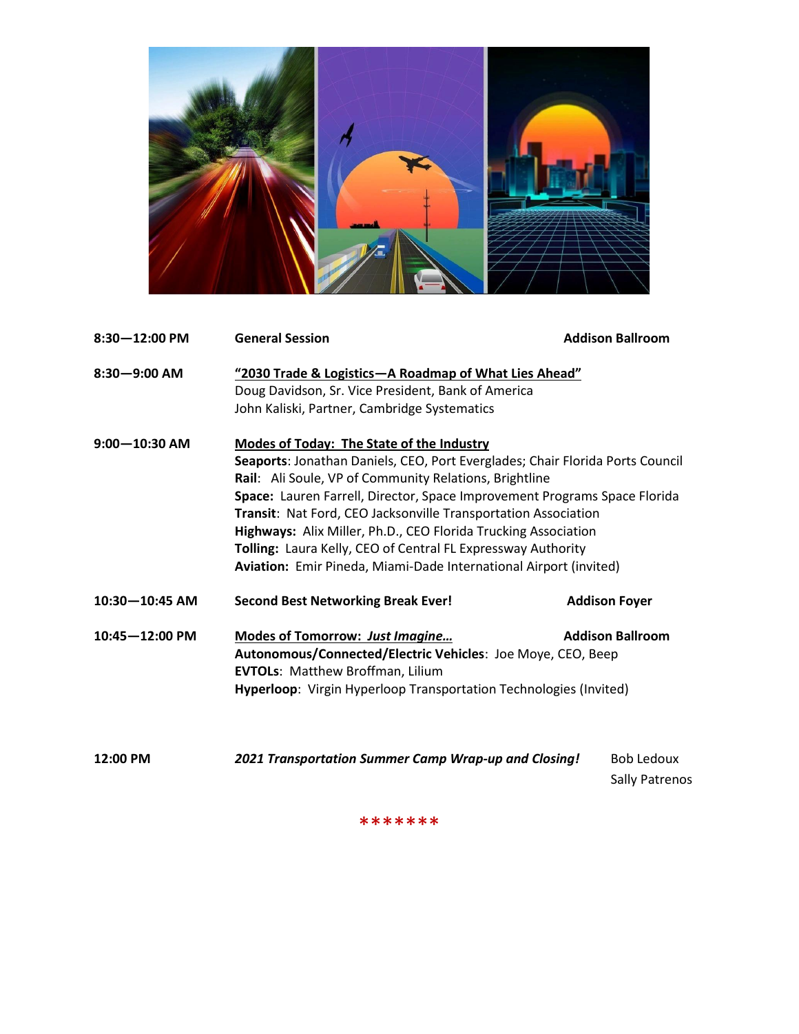| | | |
|---|---|---|
| **8:30—12:00 PM** | **General Session** | **Addison Ballroom** |
| **8:30—9:00 AM** | **"2030 Trade & Logistics—A Roadmap of What Lies Ahead"**<br>Doug Davidson, Sr. Vice President, Bank of America<br>John Kaliski, Partner, Cambridge Systematics | |
| **9:00—10:30 AM** | **Modes of Today: The State of the Industry**<br>**Seaports**: Jonathan Daniels, CEO, Port Everglades; Chair Florida Ports Council<br>**Rail**: Ali Soule, VP of Community Relations, Brightline<br>**Space:** Lauren Farrell, Director, Space Improvement Programs Space Florida<br>**Transit**: Nat Ford, CEO Jacksonville Transportation Association<br>**Highways:** Alix Miller, Ph.D., CEO Florida Trucking Association<br>**Tolling:** Laura Kelly, CEO of Central FL Expressway Authority<br>**Aviation:** Emir Pineda, Miami-Dade International Airport (invited) | |
| **10:30—10:45 AM** | **Second Best Networking Break Ever!** | **Addison Foyer** |
| **10:45—12:00 PM** | **Modes of Tomorrow: *Just Imagine…***<br>**Autonomous/Connected/Electric Vehicles**: Joe Moye, CEO, Beep<br>**EVTOLs**: Matthew Broffman, Lilium<br>**Hyperloop**: Virgin Hyperloop Transportation Technologies (Invited) | **Addison Ballroom** |
| **12:00 PM** | ***2021 Transportation Summer Camp Wrap-up and Closing!*** | Bob Ledoux<br>Sally Patrenos |

*******